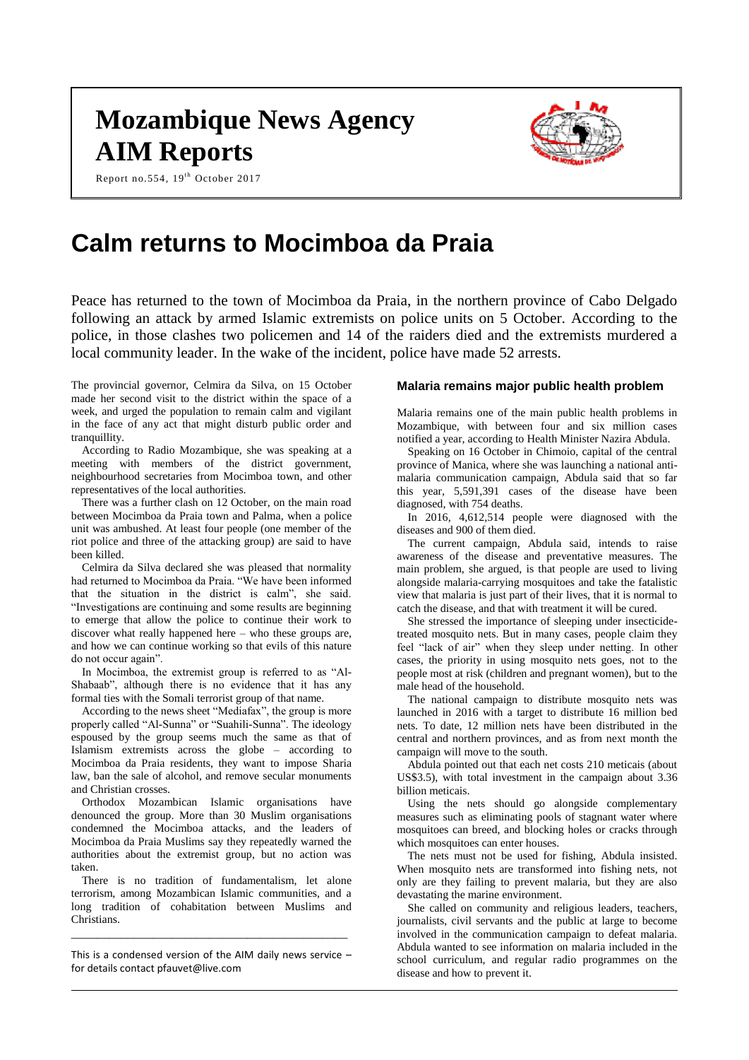# Mozambique News Agency
# AIM Reports

Report no.554, 19th October 2017

# Calm returns to Mocimboa da Praia

Peace has returned to the town of Mocimboa da Praia, in the northern province of Cabo Delgado following an attack by armed Islamic extremists on police units on 5 October. According to the police, in those clashes two policemen and 14 of the raiders died and the extremists murdered a local community leader. In the wake of the incident, police have made 52 arrests.

The provincial governor, Celmira da Silva, on 15 October made her second visit to the district within the space of a week, and urged the population to remain calm and vigilant in the face of any act that might disturb public order and tranquillity.

According to Radio Mozambique, she was speaking at a meeting with members of the district government, neighbourhood secretaries from Mocimboa town, and other representatives of the local authorities.

There was a further clash on 12 October, on the main road between Mocimboa da Praia town and Palma, when a police unit was ambushed. At least four people (one member of the riot police and three of the attacking group) are said to have been killed.

Celmira da Silva declared she was pleased that normality had returned to Mocimboa da Praia. "We have been informed that the situation in the district is calm", she said. "Investigations are continuing and some results are beginning to emerge that allow the police to continue their work to discover what really happened here – who these groups are, and how we can continue working so that evils of this nature do not occur again".

In Mocimboa, the extremist group is referred to as "Al-Shabaab", although there is no evidence that it has any formal ties with the Somali terrorist group of that name.

According to the news sheet "Mediafax", the group is more properly called "Al-Sunna" or "Suahili-Sunna". The ideology espoused by the group seems much the same as that of Islamism extremists across the globe – according to Mocimboa da Praia residents, they want to impose Sharia law, ban the sale of alcohol, and remove secular monuments and Christian crosses.

Orthodox Mozambican Islamic organisations have denounced the group. More than 30 Muslim organisations condemned the Mocimboa attacks, and the leaders of Mocimboa da Praia Muslims say they repeatedly warned the authorities about the extremist group, but no action was taken.

There is no tradition of fundamentalism, let alone terrorism, among Mozambican Islamic communities, and a long tradition of cohabitation between Muslims and Christians.

---

This is a condensed version of the AIM daily news service – for details contact pfauvet@live.com

### Malaria remains major public health problem

Malaria remains one of the main public health problems in Mozambique, with between four and six million cases notified a year, according to Health Minister Nazira Abdula.

Speaking on 16 October in Chimoio, capital of the central province of Manica, where she was launching a national anti-malaria communication campaign, Abdula said that so far this year, 5,591,391 cases of the disease have been diagnosed, with 754 deaths.

In 2016, 4,612,514 people were diagnosed with the diseases and 900 of them died.

The current campaign, Abdula said, intends to raise awareness of the disease and preventative measures. The main problem, she argued, is that people are used to living alongside malaria-carrying mosquitoes and take the fatalistic view that malaria is just part of their lives, that it is normal to catch the disease, and that with treatment it will be cured.

She stressed the importance of sleeping under insecticide-treated mosquito nets. But in many cases, people claim they feel "lack of air" when they sleep under netting. In other cases, the priority in using mosquito nets goes, not to the people most at risk (children and pregnant women), but to the male head of the household.

The national campaign to distribute mosquito nets was launched in 2016 with a target to distribute 16 million bed nets. To date, 12 million nets have been distributed in the central and northern provinces, and as from next month the campaign will move to the south.

Abdula pointed out that each net costs 210 meticais (about US$3.5), with total investment in the campaign about 3.36 billion meticais.

Using the nets should go alongside complementary measures such as eliminating pools of stagnant water where mosquitoes can breed, and blocking holes or cracks through which mosquitoes can enter houses.

The nets must not be used for fishing, Abdula insisted. When mosquito nets are transformed into fishing nets, not only are they failing to prevent malaria, but they are also devastating the marine environment.

She called on community and religious leaders, teachers, journalists, civil servants and the public at large to become involved in the communication campaign to defeat malaria. Abdula wanted to see information on malaria included in the school curriculum, and regular radio programmes on the disease and how to prevent it.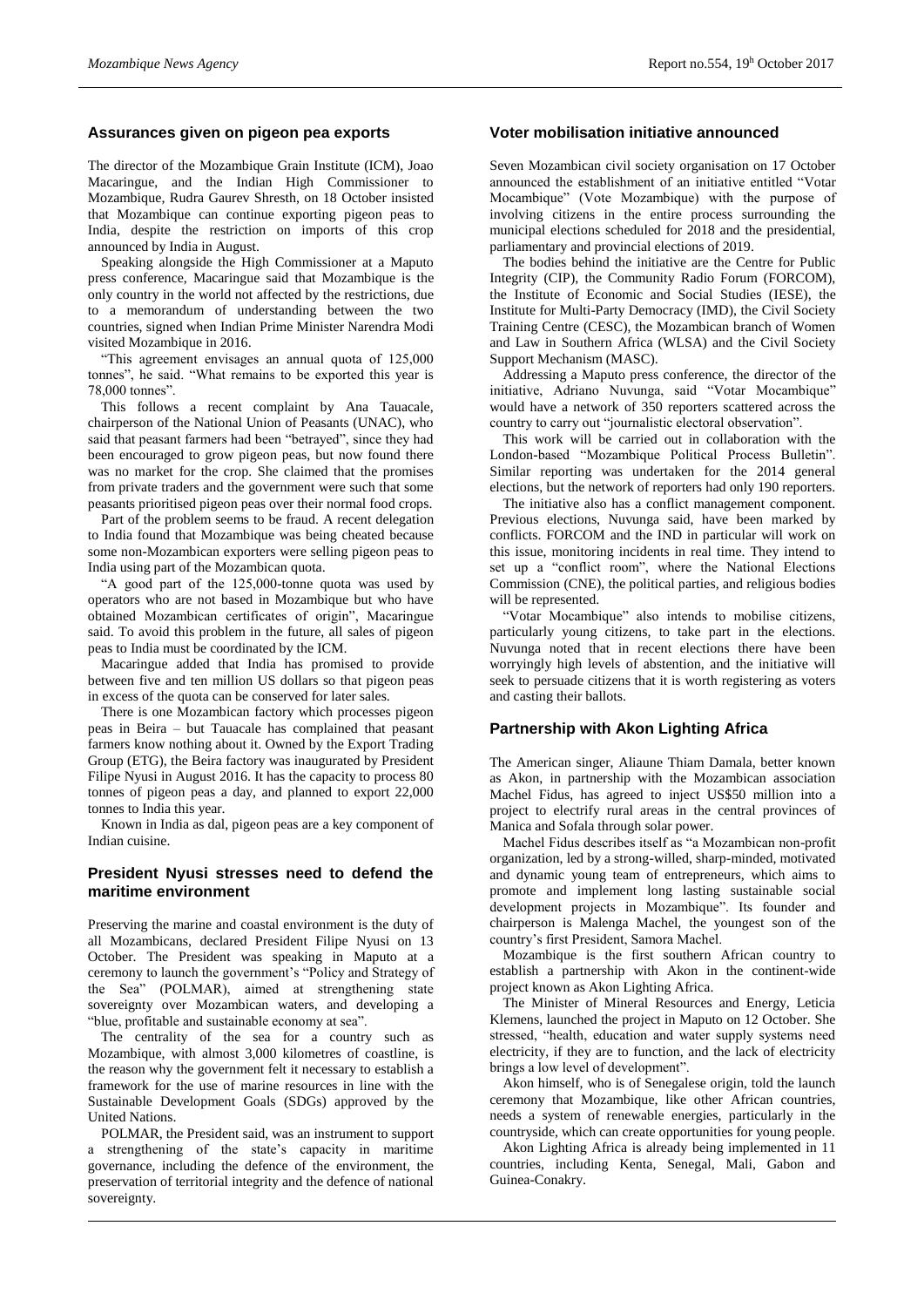## Assurances given on pigeon pea exports

The director of the Mozambique Grain Institute (ICM), Joao Macaringue, and the Indian High Commissioner to Mozambique, Rudra Gaurev Shresth, on 18 October insisted that Mozambique can continue exporting pigeon peas to India, despite the restriction on imports of this crop announced by India in August.

Speaking alongside the High Commissioner at a Maputo press conference, Macaringue said that Mozambique is the only country in the world not affected by the restrictions, due to a memorandum of understanding between the two countries, signed when Indian Prime Minister Narendra Modi visited Mozambique in 2016.

"This agreement envisages an annual quota of 125,000 tonnes", he said. "What remains to be exported this year is 78,000 tonnes".

This follows a recent complaint by Ana Tauacale, chairperson of the National Union of Peasants (UNAC), who said that peasant farmers had been "betrayed", since they had been encouraged to grow pigeon peas, but now found there was no market for the crop. She claimed that the promises from private traders and the government were such that some peasants prioritised pigeon peas over their normal food crops.

Part of the problem seems to be fraud. A recent delegation to India found that Mozambique was being cheated because some non-Mozambican exporters were selling pigeon peas to India using part of the Mozambican quota.

"A good part of the 125,000-tonne quota was used by operators who are not based in Mozambique but who have obtained Mozambican certificates of origin", Macaringue said. To avoid this problem in the future, all sales of pigeon peas to India must be coordinated by the ICM.

Macaringue added that India has promised to provide between five and ten million US dollars so that pigeon peas in excess of the quota can be conserved for later sales.

There is one Mozambican factory which processes pigeon peas in Beira – but Tauacale has complained that peasant farmers know nothing about it. Owned by the Export Trading Group (ETG), the Beira factory was inaugurated by President Filipe Nyusi in August 2016. It has the capacity to process 80 tonnes of pigeon peas a day, and planned to export 22,000 tonnes to India this year.

Known in India as dal, pigeon peas are a key component of Indian cuisine.

## President Nyusi stresses need to defend the maritime environment

Preserving the marine and coastal environment is the duty of all Mozambicans, declared President Filipe Nyusi on 13 October. The President was speaking in Maputo at a ceremony to launch the government's "Policy and Strategy of the Sea" (POLMAR), aimed at strengthening state sovereignty over Mozambican waters, and developing a "blue, profitable and sustainable economy at sea".

The centrality of the sea for a country such as Mozambique, with almost 3,000 kilometres of coastline, is the reason why the government felt it necessary to establish a framework for the use of marine resources in line with the Sustainable Development Goals (SDGs) approved by the United Nations.

POLMAR, the President said, was an instrument to support a strengthening of the state's capacity in maritime governance, including the defence of the environment, the preservation of territorial integrity and the defence of national sovereignty.

## Voter mobilisation initiative announced

Seven Mozambican civil society organisation on 17 October announced the establishment of an initiative entitled "Votar Mocambique" (Vote Mozambique) with the purpose of involving citizens in the entire process surrounding the municipal elections scheduled for 2018 and the presidential, parliamentary and provincial elections of 2019.

The bodies behind the initiative are the Centre for Public Integrity (CIP), the Community Radio Forum (FORCOM), the Institute of Economic and Social Studies (IESE), the Institute for Multi-Party Democracy (IMD), the Civil Society Training Centre (CESC), the Mozambican branch of Women and Law in Southern Africa (WLSA) and the Civil Society Support Mechanism (MASC).

Addressing a Maputo press conference, the director of the initiative, Adriano Nuvunga, said "Votar Mocambique" would have a network of 350 reporters scattered across the country to carry out "journalistic electoral observation".

This work will be carried out in collaboration with the London-based "Mozambique Political Process Bulletin". Similar reporting was undertaken for the 2014 general elections, but the network of reporters had only 190 reporters.

The initiative also has a conflict management component. Previous elections, Nuvunga said, have been marked by conflicts. FORCOM and the IND in particular will work on this issue, monitoring incidents in real time. They intend to set up a "conflict room", where the National Elections Commission (CNE), the political parties, and religious bodies will be represented.

"Votar Mocambique" also intends to mobilise citizens, particularly young citizens, to take part in the elections. Nuvunga noted that in recent elections there have been worryingly high levels of abstention, and the initiative will seek to persuade citizens that it is worth registering as voters and casting their ballots.

## Partnership with Akon Lighting Africa

The American singer, Aliaune Thiam Damala, better known as Akon, in partnership with the Mozambican association Machel Fidus, has agreed to inject US$50 million into a project to electrify rural areas in the central provinces of Manica and Sofala through solar power.

Machel Fidus describes itself as "a Mozambican non-profit organization, led by a strong-willed, sharp-minded, motivated and dynamic young team of entrepreneurs, which aims to promote and implement long lasting sustainable social development projects in Mozambique". Its founder and chairperson is Malenga Machel, the youngest son of the country's first President, Samora Machel.

Mozambique is the first southern African country to establish a partnership with Akon in the continent-wide project known as Akon Lighting Africa.

The Minister of Mineral Resources and Energy, Leticia Klemens, launched the project in Maputo on 12 October. She stressed, "health, education and water supply systems need electricity, if they are to function, and the lack of electricity brings a low level of development".

Akon himself, who is of Senegalese origin, told the launch ceremony that Mozambique, like other African countries, needs a system of renewable energies, particularly in the countryside, which can create opportunities for young people.

Akon Lighting Africa is already being implemented in 11 countries, including Kenta, Senegal, Mali, Gabon and Guinea-Conakry.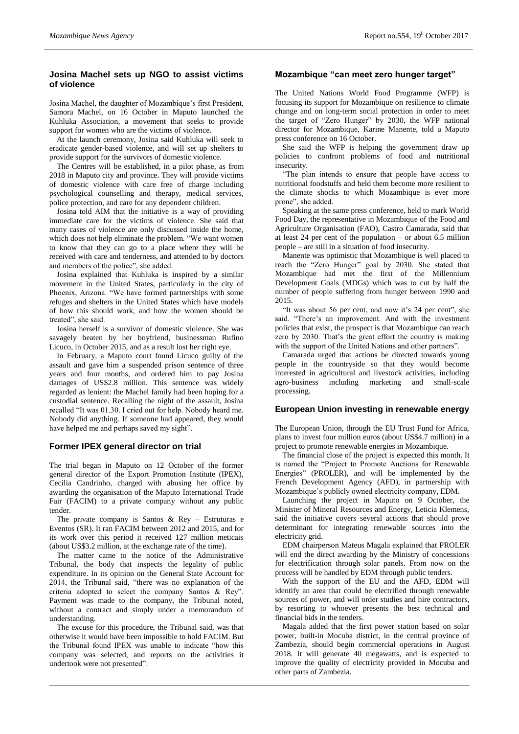## Josina Machel sets up NGO to assist victims of violence

Josina Machel, the daughter of Mozambique's first President, Samora Machel, on 16 October in Maputo launched the Kuhluka Association, a movement that seeks to provide support for women who are the victims of violence.

At the launch ceremony, Josina said Kuhluka will seek to eradicate gender-based violence, and will set up shelters to provide support for the survivors of domestic violence.

The Centres will be established, in a pilot phase, as from 2018 in Maputo city and province. They will provide victims of domestic violence with care free of charge including psychological counselling and therapy, medical services, police protection, and care for any dependent children.

Josina told AIM that the initiative is a way of providing immediate care for the victims of violence. She said that many cases of violence are only discussed inside the home, which does not help eliminate the problem. "We want women to know that they can go to a place where they will be received with care and tenderness, and attended to by doctors and members of the police", she added.

Josina explained that Kuhluka is inspired by a similar movement in the United States, particularly in the city of Phoenix, Arizona. "We have formed partnerships with some refuges and shelters in the United States which have models of how this should work, and how the women should be treated", she said.

Josina herself is a survivor of domestic violence. She was savagely beaten by her boyfriend, businessman Rufino Licuco, in October 2015, and as a result lost her right eye.

In February, a Maputo court found Licuco guilty of the assault and gave him a suspended prison sentence of three years and four months, and ordered him to pay Josina damages of US$2.8 million. This sentence was widely regarded as lenient: the Machel family had been hoping for a custodial sentence. Recalling the night of the assault, Josina recalled "It was 01.30. I cried out for help. Nobody heard me. Nobody did anything. If someone had appeared, they would have helped me and perhaps saved my sight".

## Former IPEX general director on trial

The trial began in Maputo on 12 October of the former general director of the Export Promotion Institute (IPEX), Cecilia Candrinho, charged with abusing her office by awarding the organisation of the Maputo International Trade Fair (FACIM) to a private company without any public tender.

The private company is Santos & Rey – Estruturas e Eventos (SR). It ran FACIM between 2012 and 2015, and for its work over this period it received 127 million meticais (about US$3.2 million, at the exchange rate of the time).

The matter came to the notice of the Administrative Tribunal, the body that inspects the legality of public expenditure. In its opinion on the General State Account for 2014, the Tribunal said, "there was no explanation of the criteria adopted to select the company Santos & Rey". Payment was made to the company, the Tribunal noted, without a contract and simply under a memorandum of understanding.

The excuse for this procedure, the Tribunal said, was that otherwise it would have been impossible to hold FACIM. But the Tribunal found IPEX was unable to indicate "how this company was selected, and reports on the activities it undertook were not presented".

## Mozambique "can meet zero hunger target"

The United Nations World Food Programme (WFP) is focusing its support for Mozambique on resilience to climate change and on long-term social protection in order to meet the target of "Zero Hunger" by 2030, the WFP national director for Mozambique, Karine Manente, told a Maputo press conference on 16 October.

She said the WFP is helping the government draw up policies to confront problems of food and nutritional insecurity.

"The plan intends to ensure that people have access to nutritional foodstuffs and held them become more resilient to the climate shocks to which Mozambique is ever more prone", she added.

Speaking at the same press conference, held to mark World Food Day, the representative in Mozambique of the Food and Agriculture Organisation (FAO), Castro Camarada, said that at least 24 per cent of the population – or about 6.5 million people – are still in a situation of food insecurity.

Manente was optimistic that Mozambique is well placed to reach the "Zero Hunger" goal by 2030. She stated that Mozambique had met the first of the Millennium Development Goals (MDGs) which was to cut by half the number of people suffering from hunger between 1990 and 2015.

"It was about 56 per cent, and now it's 24 per cent", she said. "There's an improvement. And with the investment policies that exist, the prospect is that Mozambique can reach zero by 2030. That's the great effort the country is making with the support of the United Nations and other partners".

Camarada urged that actions be directed towards young people in the countryside so that they would become interested in agricultural and livestock activities, including agro-business including marketing and small-scale processing.

## European Union investing in renewable energy

The European Union, through the EU Trust Fund for Africa, plans to invest four million euros (about US$4.7 million) in a project to promote renewable energies in Mozambique.

The financial close of the project is expected this month. It is named the "Project to Promote Auctions for Renewable Energies" (PROLER), and will be implemented by the French Development Agency (AFD), in partnership with Mozambique's publicly owned electricity company, EDM.

Launching the project in Maputo on 9 October, the Minister of Mineral Resources and Energy, Leticia Klemens, said the initiative covers several actions that should prove determinant for integrating renewable sources into the electricity grid.

EDM chairperson Mateus Magala explained that PROLER will end the direct awarding by the Ministry of concessions for electrification through solar panels. From now on the process will be handled by EDM through public tenders.

With the support of the EU and the AFD, EDM will identify an area that could be electrified through renewable sources of power, and will order studies and hire contractors, by resorting to whoever presents the best technical and financial bids in the tenders.

Magala added that the first power station based on solar power, built-in Mocuba district, in the central province of Zambezia, should begin commercial operations in August 2018. It will generate 40 megawatts, and is expected to improve the quality of electricity provided in Mocuba and other parts of Zambezia.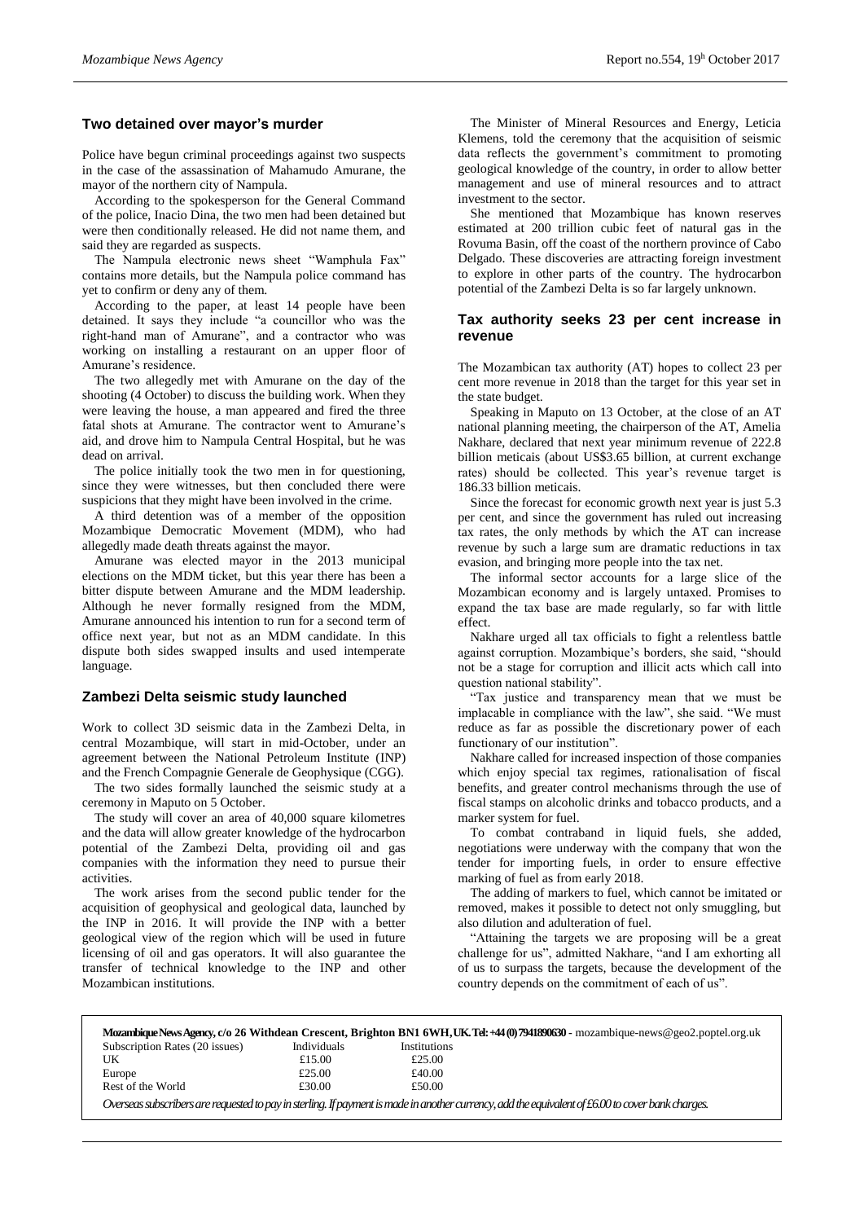## Two detained over mayor's murder

Police have begun criminal proceedings against two suspects in the case of the assassination of Mahamudo Amurane, the mayor of the northern city of Nampula.

According to the spokesperson for the General Command of the police, Inacio Dina, the two men had been detained but were then conditionally released. He did not name them, and said they are regarded as suspects.

The Nampula electronic news sheet "Wamphula Fax" contains more details, but the Nampula police command has yet to confirm or deny any of them.

According to the paper, at least 14 people have been detained. It says they include "a councillor who was the right-hand man of Amurane", and a contractor who was working on installing a restaurant on an upper floor of Amurane's residence.

The two allegedly met with Amurane on the day of the shooting (4 October) to discuss the building work. When they were leaving the house, a man appeared and fired the three fatal shots at Amurane. The contractor went to Amurane's aid, and drove him to Nampula Central Hospital, but he was dead on arrival.

The police initially took the two men in for questioning, since they were witnesses, but then concluded there were suspicions that they might have been involved in the crime.

A third detention was of a member of the opposition Mozambique Democratic Movement (MDM), who had allegedly made death threats against the mayor.

Amurane was elected mayor in the 2013 municipal elections on the MDM ticket, but this year there has been a bitter dispute between Amurane and the MDM leadership. Although he never formally resigned from the MDM, Amurane announced his intention to run for a second term of office next year, but not as an MDM candidate. In this dispute both sides swapped insults and used intemperate language.

## Zambezi Delta seismic study launched

Work to collect 3D seismic data in the Zambezi Delta, in central Mozambique, will start in mid-October, under an agreement between the National Petroleum Institute (INP) and the French Compagnie Generale de Geophysique (CGG).

The two sides formally launched the seismic study at a ceremony in Maputo on 5 October.

The study will cover an area of 40,000 square kilometres and the data will allow greater knowledge of the hydrocarbon potential of the Zambezi Delta, providing oil and gas companies with the information they need to pursue their activities.

The work arises from the second public tender for the acquisition of geophysical and geological data, launched by the INP in 2016. It will provide the INP with a better geological view of the region which will be used in future licensing of oil and gas operators. It will also guarantee the transfer of technical knowledge to the INP and other Mozambican institutions.

The Minister of Mineral Resources and Energy, Leticia Klemens, told the ceremony that the acquisition of seismic data reflects the government's commitment to promoting geological knowledge of the country, in order to allow better management and use of mineral resources and to attract investment to the sector.

She mentioned that Mozambique has known reserves estimated at 200 trillion cubic feet of natural gas in the Rovuma Basin, off the coast of the northern province of Cabo Delgado. These discoveries are attracting foreign investment to explore in other parts of the country. The hydrocarbon potential of the Zambezi Delta is so far largely unknown.

## Tax authority seeks 23 per cent increase in revenue

The Mozambican tax authority (AT) hopes to collect 23 per cent more revenue in 2018 than the target for this year set in the state budget.

Speaking in Maputo on 13 October, at the close of an AT national planning meeting, the chairperson of the AT, Amelia Nakhare, declared that next year minimum revenue of 222.8 billion meticais (about US$3.65 billion, at current exchange rates) should be collected. This year's revenue target is 186.33 billion meticais.

Since the forecast for economic growth next year is just 5.3 per cent, and since the government has ruled out increasing tax rates, the only methods by which the AT can increase revenue by such a large sum are dramatic reductions in tax evasion, and bringing more people into the tax net.

The informal sector accounts for a large slice of the Mozambican economy and is largely untaxed. Promises to expand the tax base are made regularly, so far with little effect.

Nakhare urged all tax officials to fight a relentless battle against corruption. Mozambique's borders, she said, "should not be a stage for corruption and illicit acts which call into question national stability".

"Tax justice and transparency mean that we must be implacable in compliance with the law", she said. "We must reduce as far as possible the discretionary power of each functionary of our institution".

Nakhare called for increased inspection of those companies which enjoy special tax regimes, rationalisation of fiscal benefits, and greater control mechanisms through the use of fiscal stamps on alcoholic drinks and tobacco products, and a marker system for fuel.

To combat contraband in liquid fuels, she added, negotiations were underway with the company that won the tender for importing fuels, in order to ensure effective marking of fuel as from early 2018.

The adding of markers to fuel, which cannot be imitated or removed, makes it possible to detect not only smuggling, but also dilution and adulteration of fuel.

"Attaining the targets we are proposing will be a great challenge for us", admitted Nakhare, "and I am exhorting all of us to surpass the targets, because the development of the country depends on the commitment of each of us".

**Mozambique News Agency, c/o 26 Withdean Crescent, Brighton BN1 6WH, UK. Tel: +44 (0) 7941890630** - mozambique-news@geo2.poptel.org.uk

| Subscription Rates (20 issues) | Individuals | Institutions |
|---|---|---|
| UK | £15.00 | £25.00 |
| Europe | £25.00 | £40.00 |
| Rest of the World | £30.00 | £50.00 |

*Overseas subscribers are requested to pay in sterling. If payment is made in another currency, add the equivalent of £6.00 to cover bank charges.*